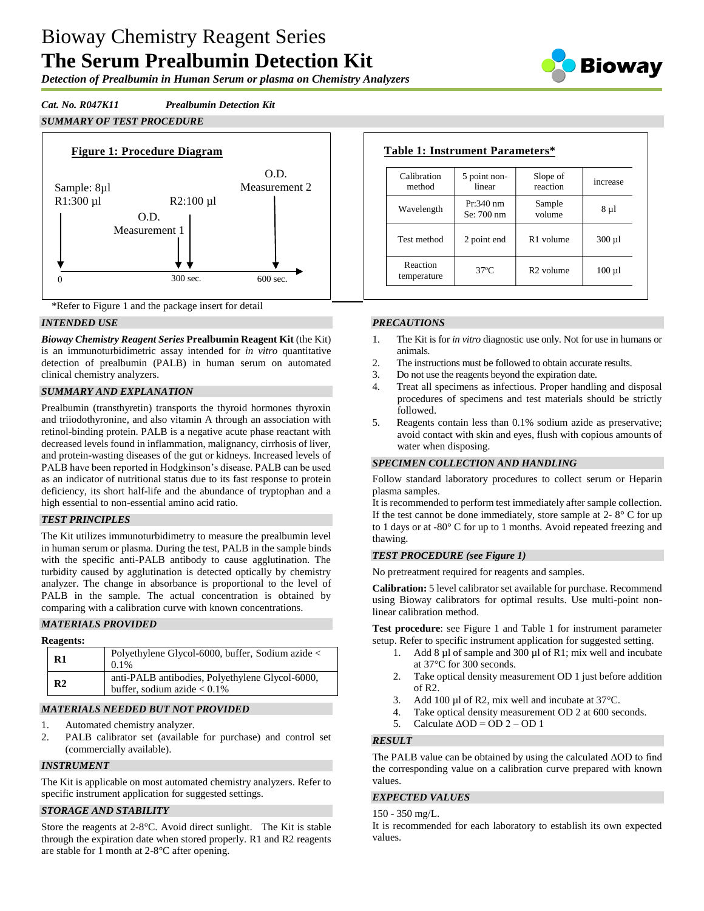# Bioway Chemistry Reagent Series

# The Serum Prealbumin Detection Kit

***Detection of Prealbumin in Human Serum or plasma on Chemistry Analyzers***

***Cat. No. R047K11*** ***Prealbumin Detection Kit***

## SUMMARY OF TEST PROCEDURE

**Figure 1: Procedure Diagram**

Sample: 8µl
R1:300 µl — at 0
O.D. Measurement 1 and R2:100 µl — at 300 sec.
O.D. Measurement 2 — at 600 sec.

\*Refer to Figure 1 and the package insert for detail

**Table 1: Instrument Parameters\***

| Calibration method | 5 point non-linear | Slope of reaction | increase |
|---|---|---|---|
| Wavelength | Pr:340 nm<br>Se: 700 nm | Sample volume | 8 µl |
| Test method | 2 point end | R1 volume | 300 µl |
| Reaction temperature | 37ºC | R2 volume | 100 µl |

## INTENDED USE

***Bioway Chemistry Reagent Series*** **Prealbumin Reagent Kit** (the Kit) is an immunoturbidimetric assay intended for *in vitro* quantitative detection of prealbumin (PALB) in human serum on automated clinical chemistry analyzers.

## SUMMARY AND EXPLANATION

Prealbumin (transthyretin) transports the thyroid hormones thyroxin and triiodothyronine, and also vitamin A through an association with retinol-binding protein. PALB is a negative acute phase reactant with decreased levels found in inflammation, malignancy, cirrhosis of liver, and protein-wasting diseases of the gut or kidneys. Increased levels of PALB have been reported in Hodgkinson's disease. PALB can be used as an indicator of nutritional status due to its fast response to protein deficiency, its short half-life and the abundance of tryptophan and a high essential to non-essential amino acid ratio.

## TEST PRINCIPLES

The Kit utilizes immunoturbidimetry to measure the prealbumin level in human serum or plasma. During the test, PALB in the sample binds with the specific anti-PALB antibody to cause agglutination. The turbidity caused by agglutination is detected optically by chemistry analyzer. The change in absorbance is proportional to the level of PALB in the sample. The actual concentration is obtained by comparing with a calibration curve with known concentrations.

## MATERIALS PROVIDED

**Reagents:**

| | |
|---|---|
| **R1** | Polyethylene Glycol-6000, buffer, Sodium azide < 0.1% |
| **R2** | anti-PALB antibodies, Polyethylene Glycol-6000, buffer, sodium azide < 0.1% |

## MATERIALS NEEDED BUT NOT PROVIDED

1. Automated chemistry analyzer.
2. PALB calibrator set (available for purchase) and control set (commercially available).

## INSTRUMENT

The Kit is applicable on most automated chemistry analyzers. Refer to specific instrument application for suggested settings.

## STORAGE AND STABILITY

Store the reagents at 2-8°C. Avoid direct sunlight. The Kit is stable through the expiration date when stored properly. R1 and R2 reagents are stable for 1 month at 2-8°C after opening.

## PRECAUTIONS

1. The Kit is for *in vitro* diagnostic use only. Not for use in humans or animals.
2. The instructions must be followed to obtain accurate results.
3. Do not use the reagents beyond the expiration date.
4. Treat all specimens as infectious. Proper handling and disposal procedures of specimens and test materials should be strictly followed.
5. Reagents contain less than 0.1% sodium azide as preservative; avoid contact with skin and eyes, flush with copious amounts of water when disposing.

## SPECIMEN COLLECTION AND HANDLING

Follow standard laboratory procedures to collect serum or Heparin plasma samples.

It is recommended to perform test immediately after sample collection. If the test cannot be done immediately, store sample at 2- 8° C for up to 1 days or at -80° C for up to 1 months. Avoid repeated freezing and thawing.

## TEST PROCEDURE (see Figure 1)

No pretreatment required for reagents and samples.

**Calibration:** 5 level calibrator set available for purchase. Recommend using Bioway calibrators for optimal results. Use multi-point non-linear calibration method.

**Test procedure**: see Figure 1 and Table 1 for instrument parameter setup. Refer to specific instrument application for suggested setting.

1. Add 8 µl of sample and 300 µl of R1; mix well and incubate at 37°C for 300 seconds.
2. Take optical density measurement OD 1 just before addition of R2.
3. Add 100 µl of R2, mix well and incubate at 37°C.
4. Take optical density measurement OD 2 at 600 seconds.
5. Calculate ΔOD = OD 2 – OD 1

## RESULT

The PALB value can be obtained by using the calculated ΔOD to find the corresponding value on a calibration curve prepared with known values.

## EXPECTED VALUES

150 - 350 mg/L.

It is recommended for each laboratory to establish its own expected values.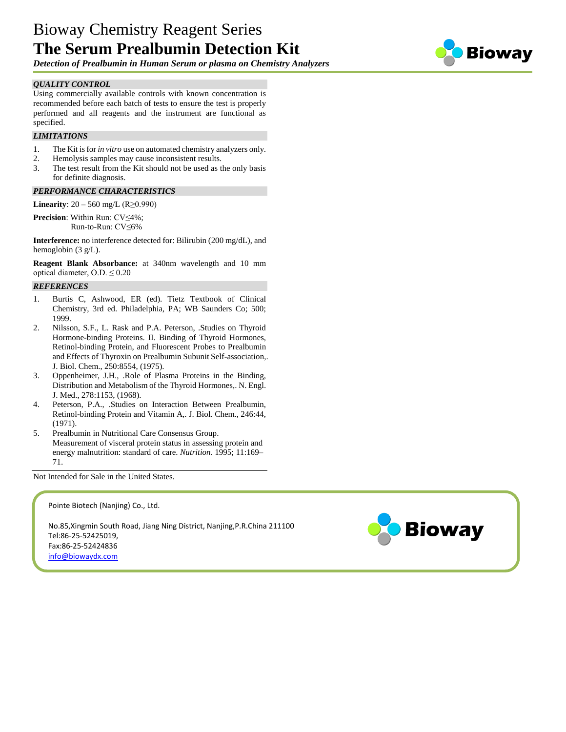# Bioway Chemistry Reagent Series
# The Serum Prealbumin Detection Kit
***Detection of Prealbumin in Human Serum or plasma on Chemistry Analyzers***

### *QUALITY CONTROL*

Using commercially available controls with known concentration is recommended before each batch of tests to ensure the test is properly performed and all reagents and the instrument are functional as specified.

### *LIMITATIONS*

1. The Kit is for *in vitro* use on automated chemistry analyzers only.
2. Hemolysis samples may cause inconsistent results.
3. The test result from the Kit should not be used as the only basis for definite diagnosis.

### *PERFORMANCE CHARACTERISTICS*

**Linearity**: 20 – 560 mg/L (R≥0.990)

**Precision**: Within Run: CV≤4%;
Run-to-Run: CV≤6%

**Interference:** no interference detected for: Bilirubin (200 mg/dL), and hemoglobin (3 g/L).

**Reagent Blank Absorbance:** at 340nm wavelength and 10 mm optical diameter, O.D. ≤ 0.20

### *REFERENCES*

1. Burtis C, Ashwood, ER (ed). Tietz Textbook of Clinical Chemistry, 3rd ed. Philadelphia, PA; WB Saunders Co; 500; 1999.
2. Nilsson, S.F., L. Rask and P.A. Peterson, .Studies on Thyroid Hormone-binding Proteins. II. Binding of Thyroid Hormones, Retinol-binding Protein, and Fluorescent Probes to Prealbumin and Effects of Thyroxin on Prealbumin Subunit Self-association,. J. Biol. Chem., 250:8554, (1975).
3. Oppenheimer, J.H., .Role of Plasma Proteins in the Binding, Distribution and Metabolism of the Thyroid Hormones,. N. Engl. J. Med., 278:1153, (1968).
4. Peterson, P.A., .Studies on Interaction Between Prealbumin, Retinol-binding Protein and Vitamin A,. J. Biol. Chem., 246:44, (1971).
5. Prealbumin in Nutritional Care Consensus Group. Measurement of visceral protein status in assessing protein and energy malnutrition: standard of care. *Nutrition*. 1995; 11:169–71.

Not Intended for Sale in the United States.

Pointe Biotech (Nanjing) Co., Ltd.

No.85,Xingmin South Road, Jiang Ning District, Nanjing,P.R.China 211100
Tel:86-25-52425019,
Fax:86-25-52424836
info@biowaydx.com